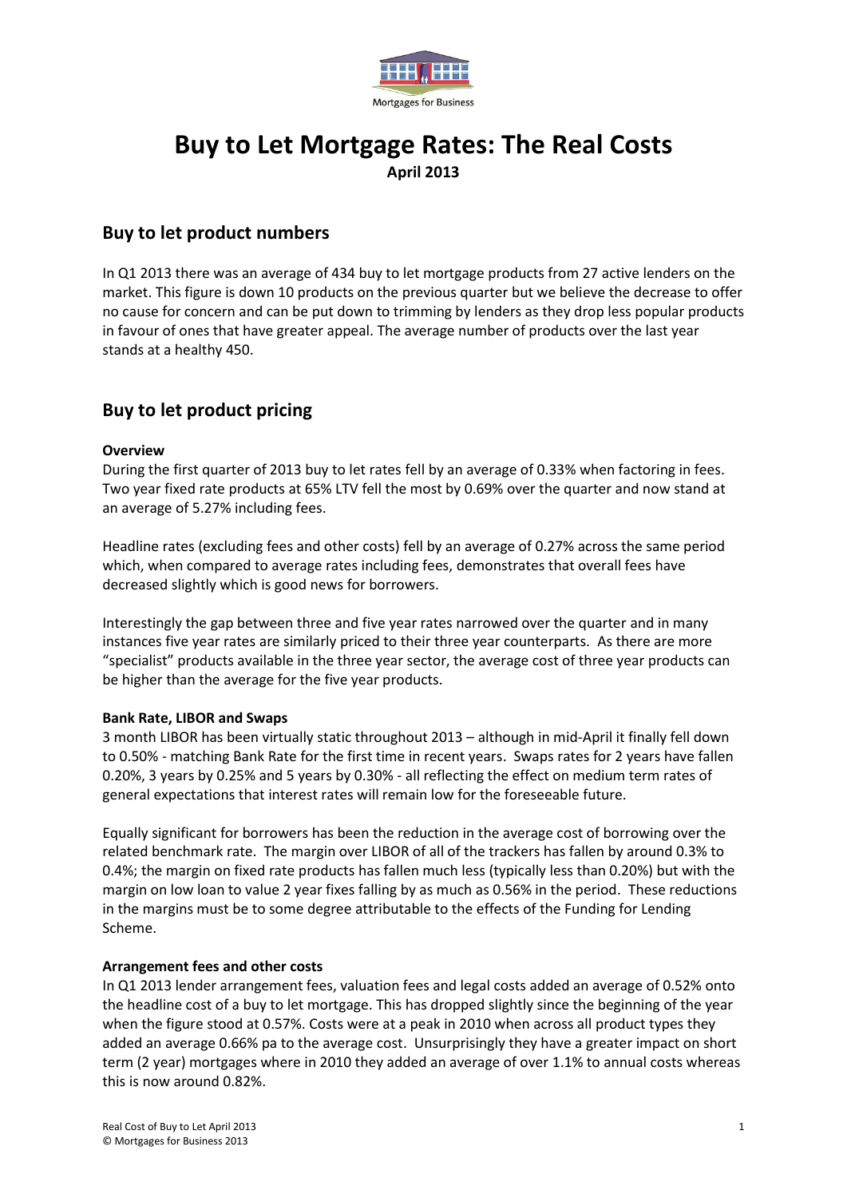Mortgages for Business

# Buy to Let Mortgage Rates: The Real Costs

**April 2013**

## Buy to let product numbers

In Q1 2013 there was an average of 434 buy to let mortgage products from 27 active lenders on the market. This figure is down 10 products on the previous quarter but we believe the decrease to offer no cause for concern and can be put down to trimming by lenders as they drop less popular products in favour of ones that have greater appeal. The average number of products over the last year stands at a healthy 450.

## Buy to let product pricing

**Overview**

During the first quarter of 2013 buy to let rates fell by an average of 0.33% when factoring in fees. Two year fixed rate products at 65% LTV fell the most by 0.69% over the quarter and now stand at an average of 5.27% including fees.

Headline rates (excluding fees and other costs) fell by an average of 0.27% across the same period which, when compared to average rates including fees, demonstrates that overall fees have decreased slightly which is good news for borrowers.

Interestingly the gap between three and five year rates narrowed over the quarter and in many instances five year rates are similarly priced to their three year counterparts. As there are more "specialist" products available in the three year sector, the average cost of three year products can be higher than the average for the five year products.

**Bank Rate, LIBOR and Swaps**

3 month LIBOR has been virtually static throughout 2013 – although in mid-April it finally fell down to 0.50% - matching Bank Rate for the first time in recent years. Swaps rates for 2 years have fallen 0.20%, 3 years by 0.25% and 5 years by 0.30% - all reflecting the effect on medium term rates of general expectations that interest rates will remain low for the foreseeable future.

Equally significant for borrowers has been the reduction in the average cost of borrowing over the related benchmark rate. The margin over LIBOR of all of the trackers has fallen by around 0.3% to 0.4%; the margin on fixed rate products has fallen much less (typically less than 0.20%) but with the margin on low loan to value 2 year fixes falling by as much as 0.56% in the period. These reductions in the margins must be to some degree attributable to the effects of the Funding for Lending Scheme.

**Arrangement fees and other costs**

In Q1 2013 lender arrangement fees, valuation fees and legal costs added an average of 0.52% onto the headline cost of a buy to let mortgage. This has dropped slightly since the beginning of the year when the figure stood at 0.57%. Costs were at a peak in 2010 when across all product types they added an average 0.66% pa to the average cost. Unsurprisingly they have a greater impact on short term (2 year) mortgages where in 2010 they added an average of over 1.1% to annual costs whereas this is now around 0.82%.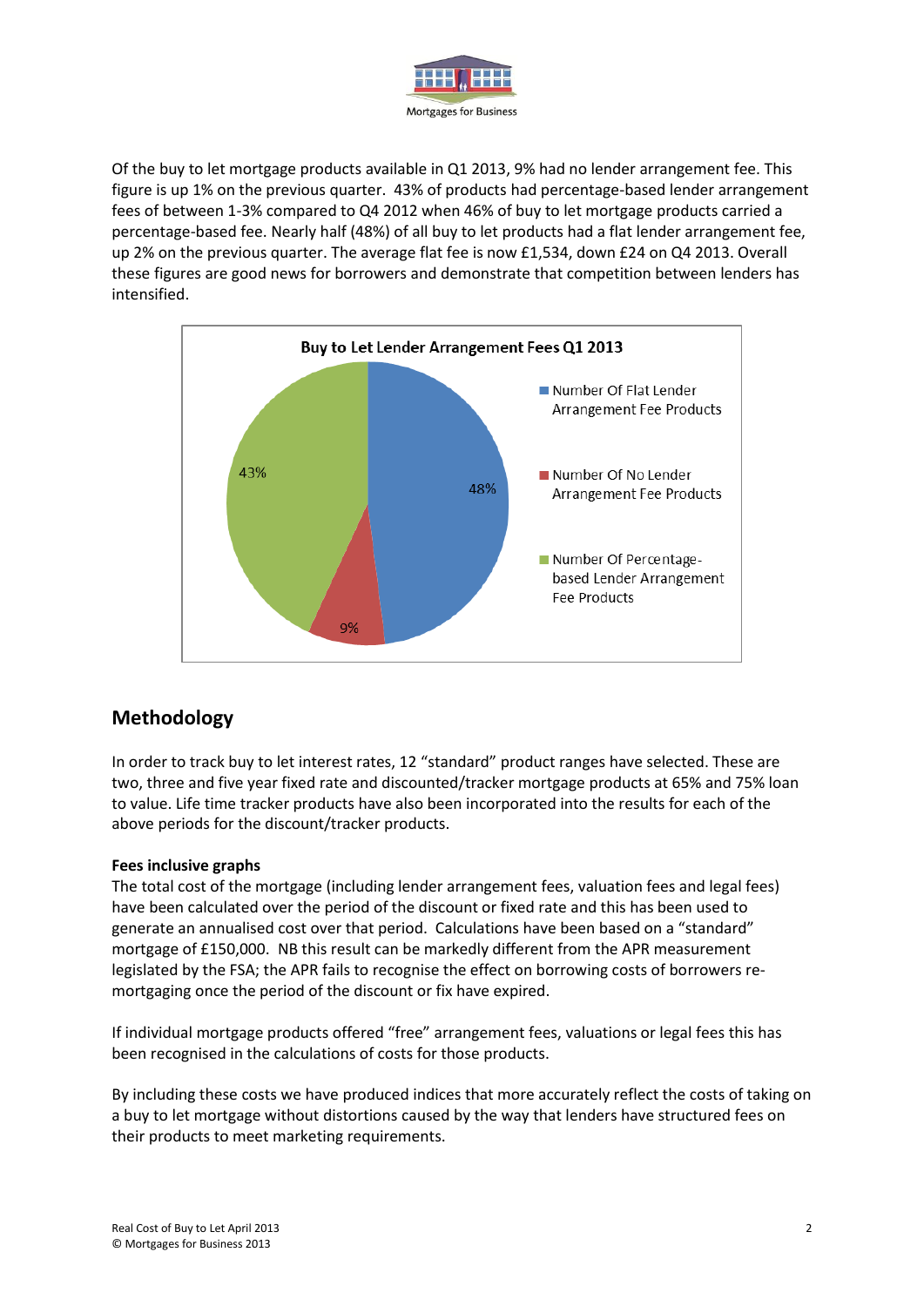Of the buy to let mortgage products available in Q1 2013, 9% had no lender arrangement fee. This figure is up 1% on the previous quarter. 43% of products had percentage-based lender arrangement fees of between 1-3% compared to Q4 2012 when 46% of buy to let mortgage products carried a percentage-based fee. Nearly half (48%) of all buy to let products had a flat lender arrangement fee, up 2% on the previous quarter. The average flat fee is now £1,534, down £24 on Q4 2013. Overall these figures are good news for borrowers and demonstrate that competition between lenders has intensified.

**Buy to Let Lender Arrangement Fees Q1 2013**

| Category | Share |
|---|---|
| Number Of Flat Lender Arrangement Fee Products | 48% |
| Number Of No Lender Arrangement Fee Products | 9% |
| Number Of Percentage-based Lender Arrangement Fee Products | 43% |

## Methodology

In order to track buy to let interest rates, 12 "standard" product ranges have selected. These are two, three and five year fixed rate and discounted/tracker mortgage products at 65% and 75% loan to value. Life time tracker products have also been incorporated into the results for each of the above periods for the discount/tracker products.

**Fees inclusive graphs**

The total cost of the mortgage (including lender arrangement fees, valuation fees and legal fees) have been calculated over the period of the discount or fixed rate and this has been used to generate an annualised cost over that period. Calculations have been based on a "standard" mortgage of £150,000. NB this result can be markedly different from the APR measurement legislated by the FSA; the APR fails to recognise the effect on borrowing costs of borrowers re-mortgaging once the period of the discount or fix have expired.

If individual mortgage products offered "free" arrangement fees, valuations or legal fees this has been recognised in the calculations of costs for those products.

By including these costs we have produced indices that more accurately reflect the costs of taking on a buy to let mortgage without distortions caused by the way that lenders have structured fees on their products to meet marketing requirements.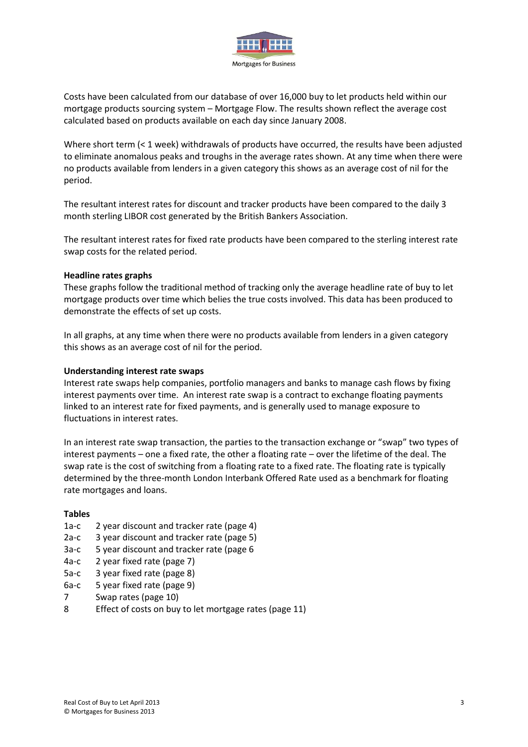Costs have been calculated from our database of over 16,000 buy to let products held within our mortgage products sourcing system – Mortgage Flow. The results shown reflect the average cost calculated based on products available on each day since January 2008.

Where short term (< 1 week) withdrawals of products have occurred, the results have been adjusted to eliminate anomalous peaks and troughs in the average rates shown. At any time when there were no products available from lenders in a given category this shows as an average cost of nil for the period.

The resultant interest rates for discount and tracker products have been compared to the daily 3 month sterling LIBOR cost generated by the British Bankers Association.

The resultant interest rates for fixed rate products have been compared to the sterling interest rate swap costs for the related period.

**Headline rates graphs**

These graphs follow the traditional method of tracking only the average headline rate of buy to let mortgage products over time which belies the true costs involved. This data has been produced to demonstrate the effects of set up costs.

In all graphs, at any time when there were no products available from lenders in a given category this shows as an average cost of nil for the period.

**Understanding interest rate swaps**

Interest rate swaps help companies, portfolio managers and banks to manage cash flows by fixing interest payments over time. An interest rate swap is a contract to exchange floating payments linked to an interest rate for fixed payments, and is generally used to manage exposure to fluctuations in interest rates.

In an interest rate swap transaction, the parties to the transaction exchange or "swap" two types of interest payments – one a fixed rate, the other a floating rate – over the lifetime of the deal. The swap rate is the cost of switching from a floating rate to a fixed rate. The floating rate is typically determined by the three-month London Interbank Offered Rate used as a benchmark for floating rate mortgages and loans.

**Tables**

| | |
|---|---|
| 1a-c | 2 year discount and tracker rate (page 4) |
| 2a-c | 3 year discount and tracker rate (page 5) |
| 3a-c | 5 year discount and tracker rate (page 6 |
| 4a-c | 2 year fixed rate (page 7) |
| 5a-c | 3 year fixed rate (page 8) |
| 6a-c | 5 year fixed rate (page 9) |
| 7 | Swap rates (page 10) |
| 8 | Effect of costs on buy to let mortgage rates (page 11) |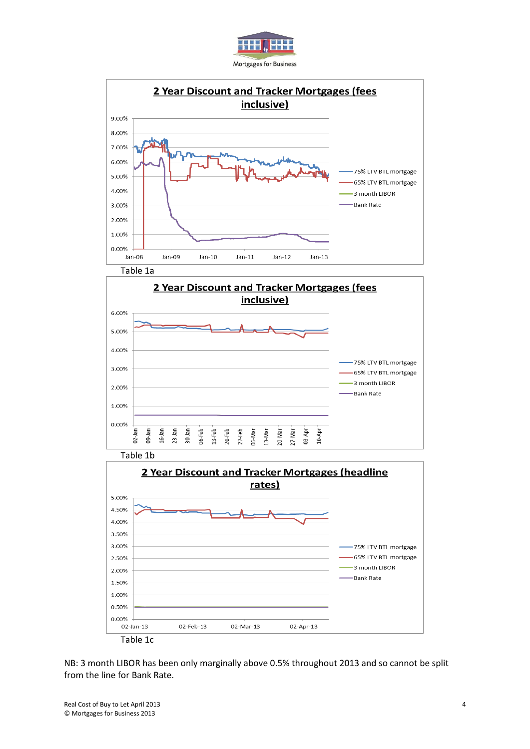Mortgages for Business

## 2 Year Discount and Tracker Mortgages (fees inclusive)

Legend: 75% LTV BTL mortgage; 65% LTV BTL mortgage; 3 month LIBOR; Bank Rate

Table 1a

## 2 Year Discount and Tracker Mortgages (fees inclusive)

Legend: 75% LTV BTL mortgage; 65% LTV BTL mortgage; 3 month LIBOR; Bank Rate

Table 1b

## 2 Year Discount and Tracker Mortgages (headline rates)

Legend: 75% LTV BTL mortgage; 65% LTV BTL mortgage; 3 month LIBOR; Bank Rate

Table 1c

NB: 3 month LIBOR has been only marginally above 0.5% throughout 2013 and so cannot be split from the line for Bank Rate.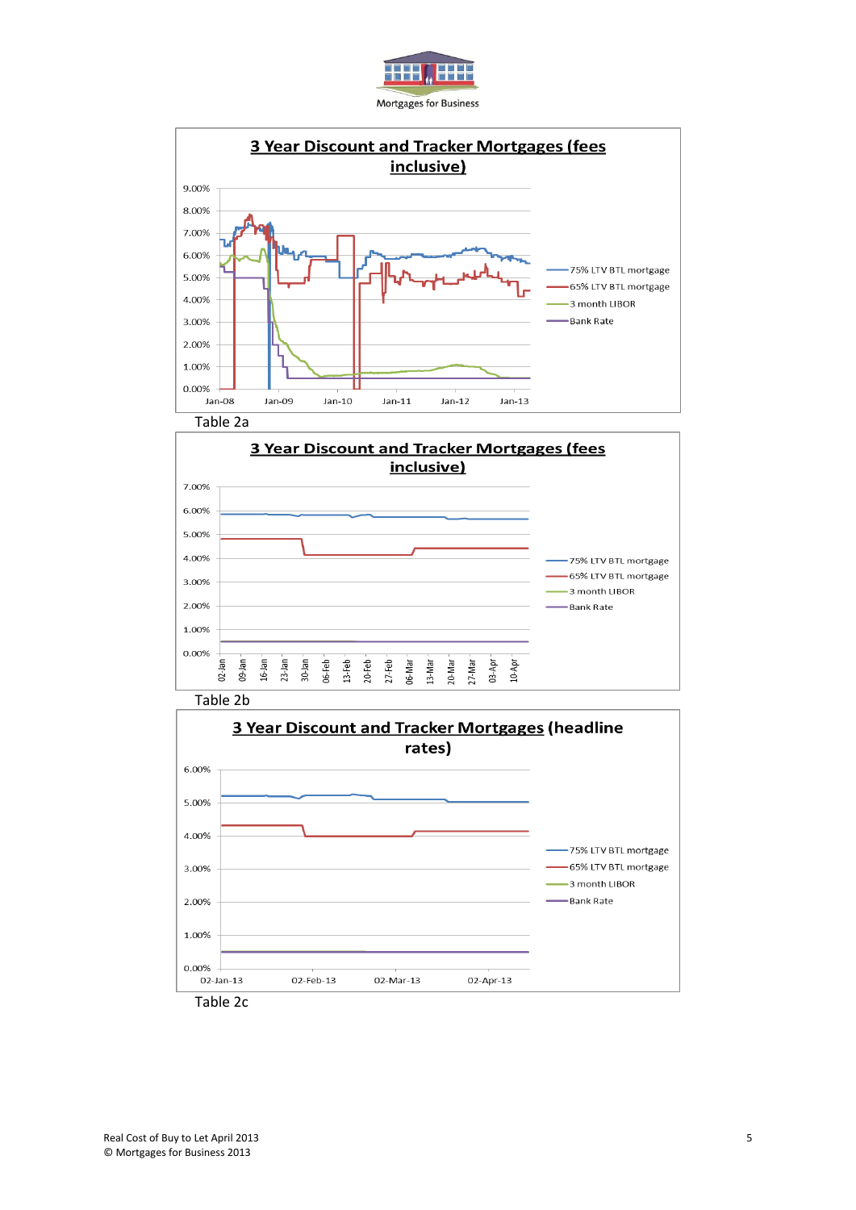**3 Year Discount and Tracker Mortgages (fees inclusive)**

Table 2a

**3 Year Discount and Tracker Mortgages (fees inclusive)**

Table 2b

**3 Year Discount and Tracker Mortgages (headline rates)**

Table 2c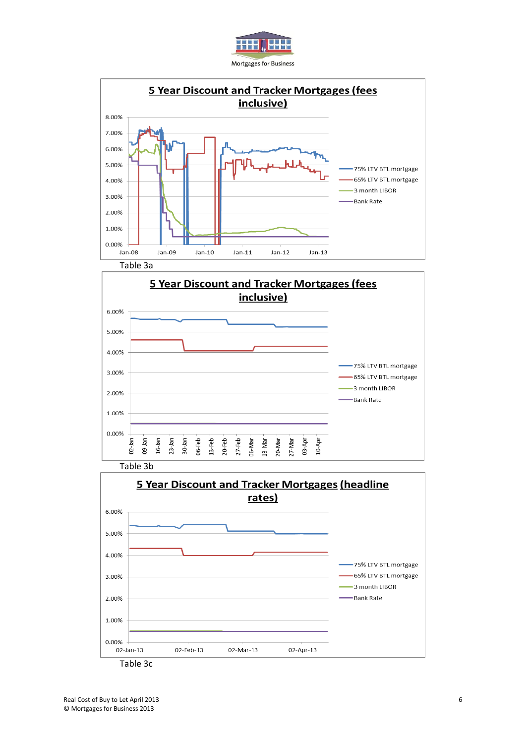Mortgages for Business

**5 Year Discount and Tracker Mortgages (fees inclusive)**

8.00%
7.00%
6.00%
5.00%
4.00%
3.00%
2.00%
1.00%
0.00%

Jan-08 Jan-09 Jan-10 Jan-11 Jan-12 Jan-13

75% LTV BTL mortgage
65% LTV BTL mortgage
3 month LIBOR
Bank Rate

Table 3a

**5 Year Discount and Tracker Mortgages (fees inclusive)**

6.00%
5.00%
4.00%
3.00%
2.00%
1.00%
0.00%

02-Jan 09-Jan 16-Jan 23-Jan 30-Jan 06-Feb 13-Feb 20-Feb 27-Feb 06-Mar 13-Mar 20-Mar 27-Mar 03-Apr 10-Apr

75% LTV BTL mortgage
65% LTV BTL mortgage
3 month LIBOR
Bank Rate

Table 3b

**5 Year Discount and Tracker Mortgages (headline rates)**

6.00%
5.00%
4.00%
3.00%
2.00%
1.00%
0.00%

02-Jan-13 02-Feb-13 02-Mar-13 02-Apr-13

75% LTV BTL mortgage
65% LTV BTL mortgage
3 month LIBOR
Bank Rate

Table 3c

Real Cost of Buy to Let April 2013
© Mortgages for Business 2013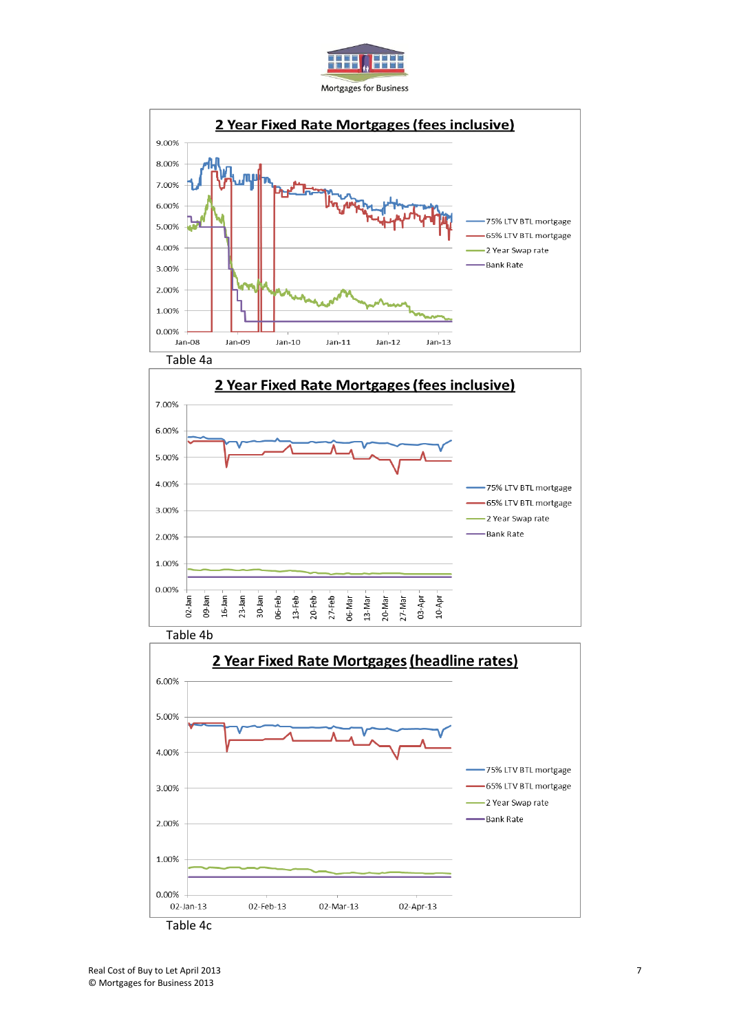Mortgages for Business

## 2 Year Fixed Rate Mortgages (fees inclusive)

9.00%
8.00%
7.00%
6.00%
5.00%
4.00%
3.00%
2.00%
1.00%
0.00%

Jan-08 Jan-09 Jan-10 Jan-11 Jan-12 Jan-13

75% LTV BTL mortgage
65% LTV BTL mortgage
2 Year Swap rate
Bank Rate

Table 4a

## 2 Year Fixed Rate Mortgages (fees inclusive)

7.00%
6.00%
5.00%
4.00%
3.00%
2.00%
1.00%
0.00%

02-Jan 09-Jan 16-Jan 23-Jan 30-Jan 06-Feb 13-Feb 20-Feb 27-Feb 06-Mar 13-Mar 20-Mar 27-Mar 03-Apr 10-Apr

75% LTV BTL mortgage
65% LTV BTL mortgage
2 Year Swap rate
Bank Rate

Table 4b

## 2 Year Fixed Rate Mortgages (headline rates)

6.00%
5.00%
4.00%
3.00%
2.00%
1.00%
0.00%

02-Jan-13 02-Feb-13 02-Mar-13 02-Apr-13

75% LTV BTL mortgage
65% LTV BTL mortgage
2 Year Swap rate
Bank Rate

Table 4c

Real Cost of Buy to Let April 2013
© Mortgages for Business 2013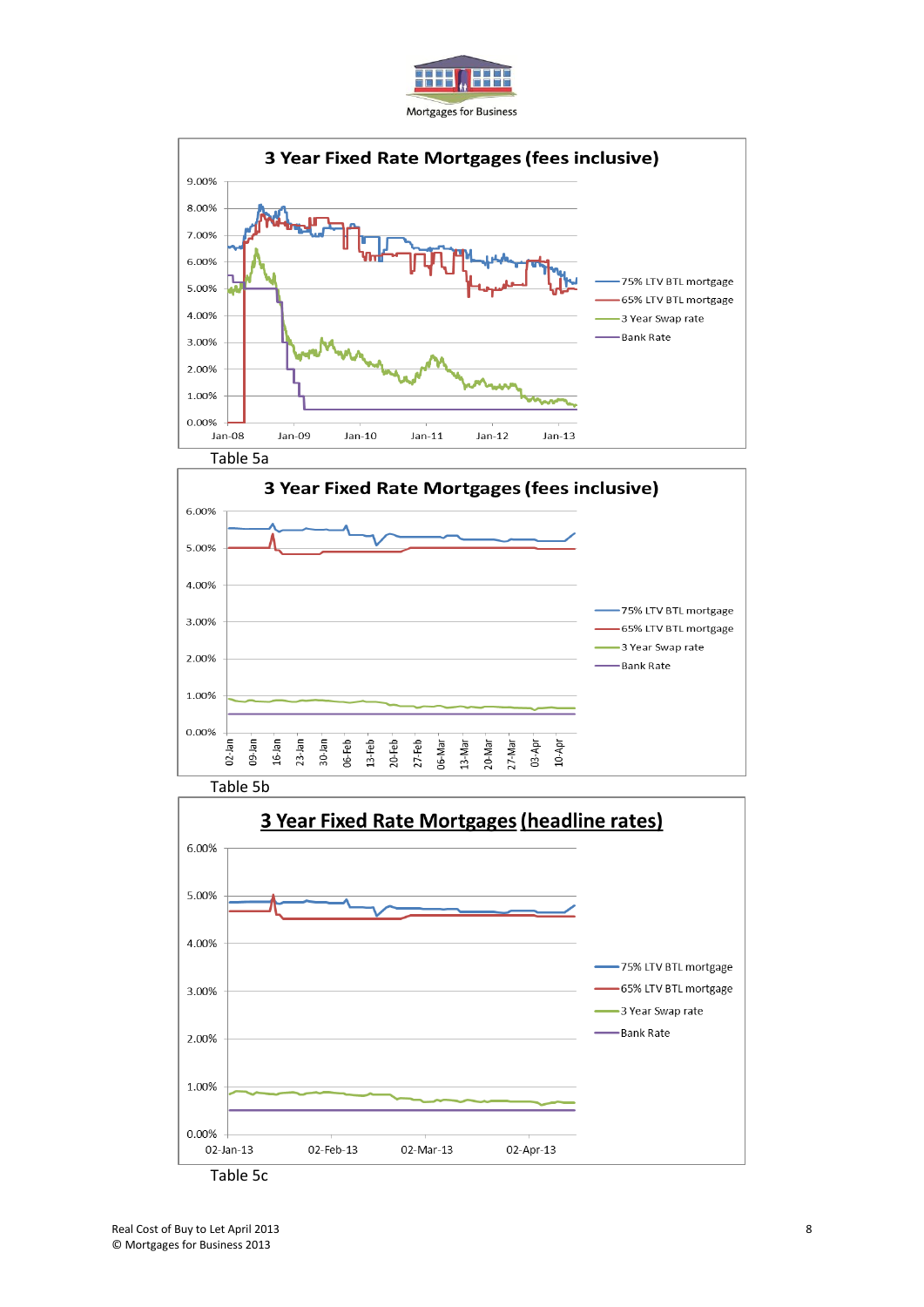**3 Year Fixed Rate Mortgages (fees inclusive)**

Legend: 75% LTV BTL mortgage; 65% LTV BTL mortgage; 3 Year Swap rate; Bank Rate

Table 5a

**3 Year Fixed Rate Mortgages (fees inclusive)**

Legend: 75% LTV BTL mortgage; 65% LTV BTL mortgage; 3 Year Swap rate; Bank Rate

Table 5b

**3 Year Fixed Rate Mortgages (headline rates)**

Legend: 75% LTV BTL mortgage; 65% LTV BTL mortgage; 3 Year Swap rate; Bank Rate

Table 5c

Real Cost of Buy to Let April 2013
© Mortgages for Business 2013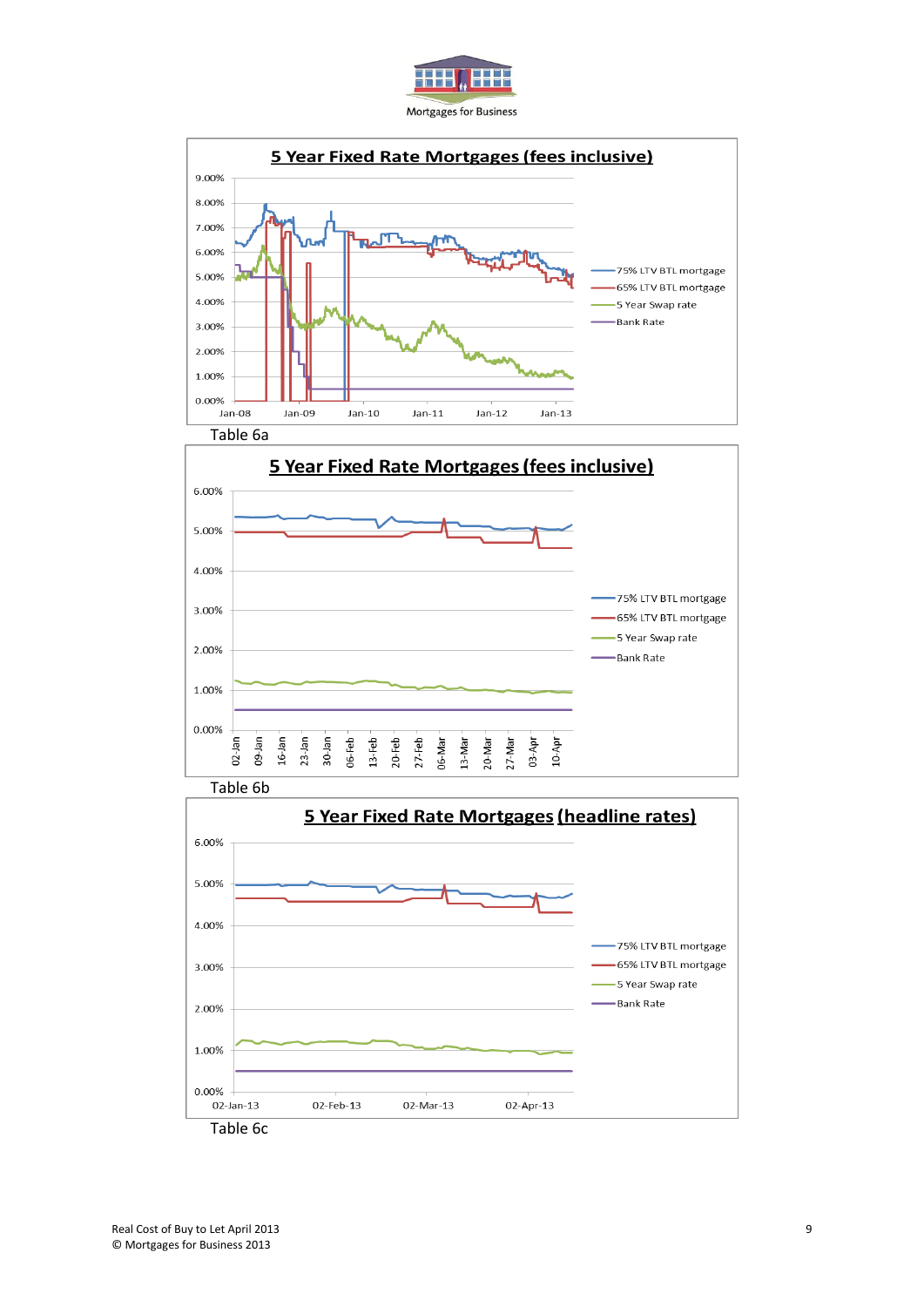## 5 Year Fixed Rate Mortgages (fees inclusive)

Legend: 75% LTV BTL mortgage; 65% LTV BTL mortgage; 5 Year Swap rate; Bank Rate

Table 6a

## 5 Year Fixed Rate Mortgages (fees inclusive)

Legend: 75% LTV BTL mortgage; 65% LTV BTL mortgage; 5 Year Swap rate; Bank Rate

Table 6b

## 5 Year Fixed Rate Mortgages (headline rates)

Legend: 75% LTV BTL mortgage; 65% LTV BTL mortgage; 5 Year Swap rate; Bank Rate

Table 6c

Real Cost of Buy to Let April 2013
© Mortgages for Business 2013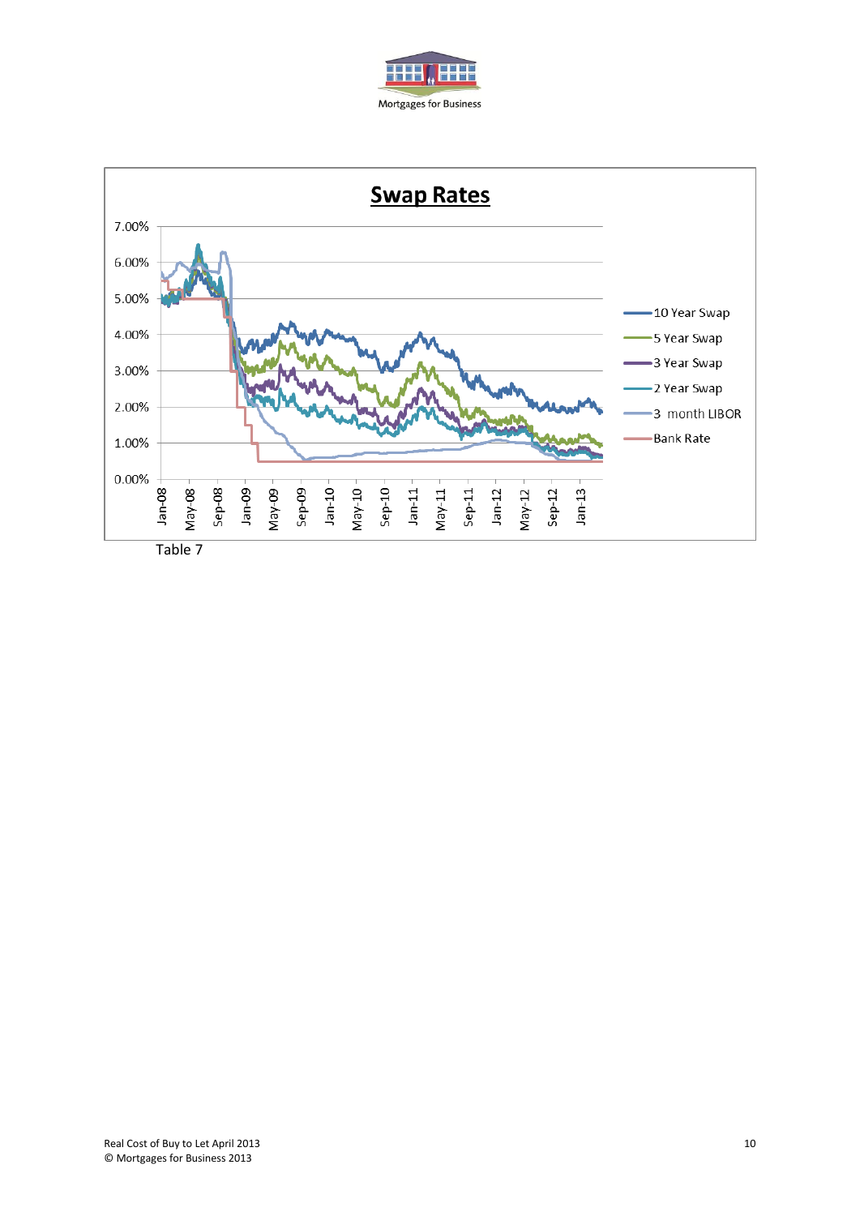## Swap Rates

Table 7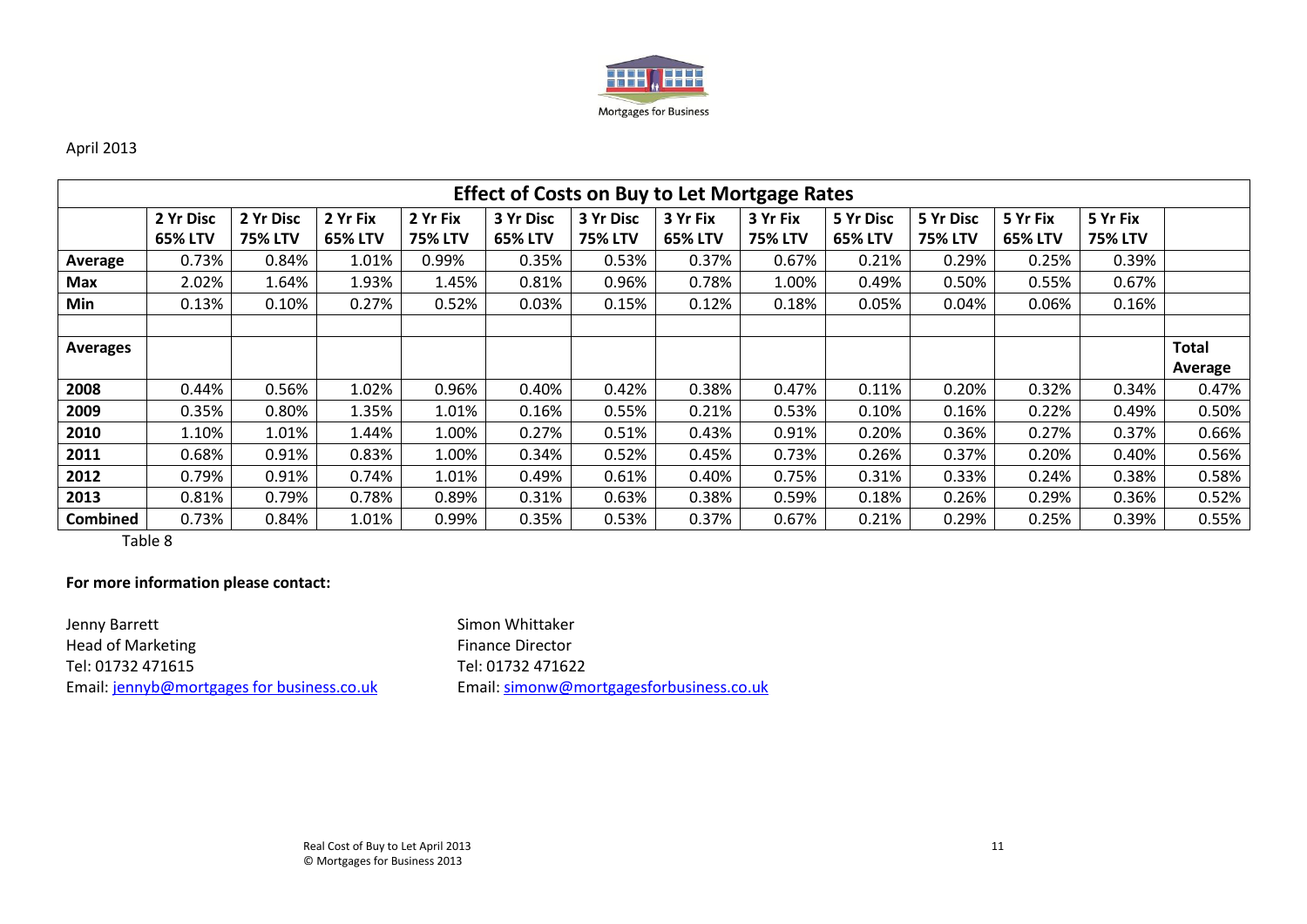Mortgages for Business

April 2013

| Effect of Costs on Buy to Let Mortgage Rates | | | | | | | | | | | | | |
|---|---|---|---|---|---|---|---|---|---|---|---|---|---|
| | **2 Yr Disc 65% LTV** | **2 Yr Disc 75% LTV** | **2 Yr Fix 65% LTV** | **2 Yr Fix 75% LTV** | **3 Yr Disc 65% LTV** | **3 Yr Disc 75% LTV** | **3 Yr Fix 65% LTV** | **3 Yr Fix 75% LTV** | **5 Yr Disc 65% LTV** | **5 Yr Disc 75% LTV** | **5 Yr Fix 65% LTV** | **5 Yr Fix 75% LTV** | |
| **Average** | 0.73% | 0.84% | 1.01% | 0.99% | 0.35% | 0.53% | 0.37% | 0.67% | 0.21% | 0.29% | 0.25% | 0.39% | |
| **Max** | 2.02% | 1.64% | 1.93% | 1.45% | 0.81% | 0.96% | 0.78% | 1.00% | 0.49% | 0.50% | 0.55% | 0.67% | |
| **Min** | 0.13% | 0.10% | 0.27% | 0.52% | 0.03% | 0.15% | 0.12% | 0.18% | 0.05% | 0.04% | 0.06% | 0.16% | |
| | | | | | | | | | | | | | |
| **Averages** | | | | | | | | | | | | | **Total Average** |
| **2008** | 0.44% | 0.56% | 1.02% | 0.96% | 0.40% | 0.42% | 0.38% | 0.47% | 0.11% | 0.20% | 0.32% | 0.34% | 0.47% |
| **2009** | 0.35% | 0.80% | 1.35% | 1.01% | 0.16% | 0.55% | 0.21% | 0.53% | 0.10% | 0.16% | 0.22% | 0.49% | 0.50% |
| **2010** | 1.10% | 1.01% | 1.44% | 1.00% | 0.27% | 0.51% | 0.43% | 0.91% | 0.20% | 0.36% | 0.27% | 0.37% | 0.66% |
| **2011** | 0.68% | 0.91% | 0.83% | 1.00% | 0.34% | 0.52% | 0.45% | 0.73% | 0.26% | 0.37% | 0.20% | 0.40% | 0.56% |
| **2012** | 0.79% | 0.91% | 0.74% | 1.01% | 0.49% | 0.61% | 0.40% | 0.75% | 0.31% | 0.33% | 0.24% | 0.38% | 0.58% |
| **2013** | 0.81% | 0.79% | 0.78% | 0.89% | 0.31% | 0.63% | 0.38% | 0.59% | 0.18% | 0.26% | 0.29% | 0.36% | 0.52% |
| **Combined** | 0.73% | 0.84% | 1.01% | 0.99% | 0.35% | 0.53% | 0.37% | 0.67% | 0.21% | 0.29% | 0.25% | 0.39% | 0.55% |

Table 8

**For more information please contact:**

Jenny Barrett
Head of Marketing
Tel: 01732 471615
Email: jennyb@mortgages for business.co.uk

Simon Whittaker
Finance Director
Tel: 01732 471622
Email: simonw@mortgagesforbusiness.co.uk